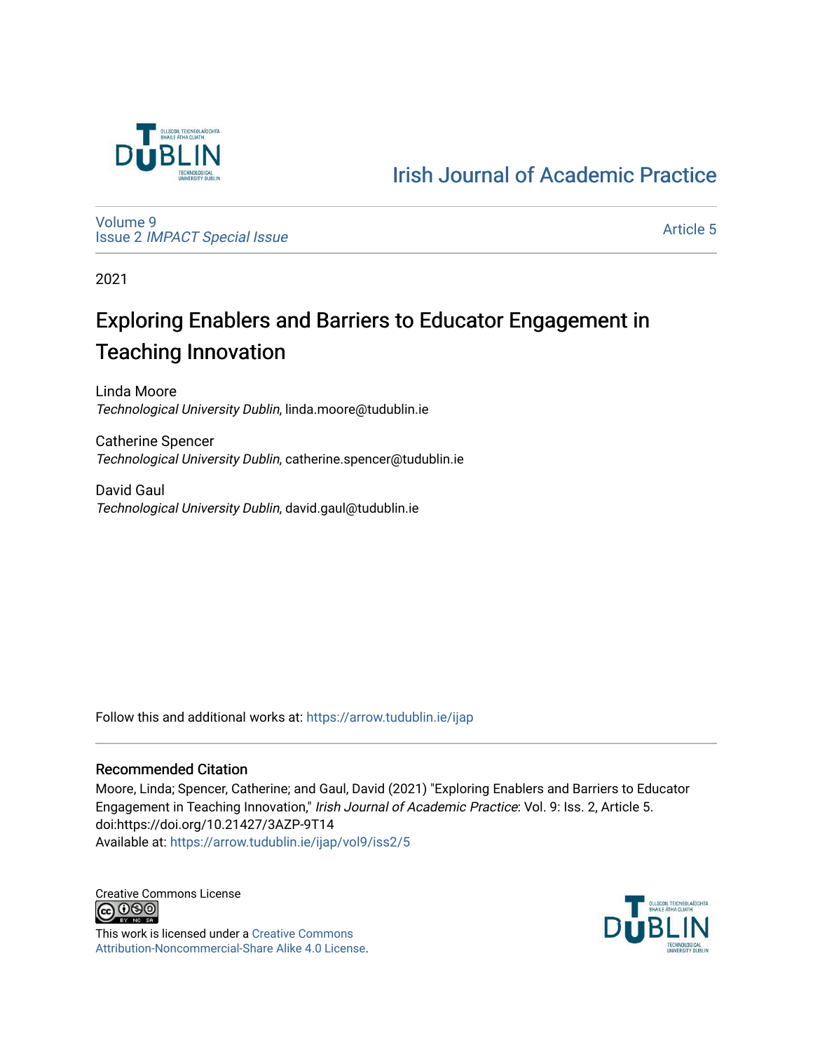# Irish Journal of Academic Practice

Volume 9
Issue 2 *IMPACT Special Issue*

Article 5

2021

# Exploring Enablers and Barriers to Educator Engagement in Teaching Innovation

Linda Moore
*Technological University Dublin*, linda.moore@tudublin.ie

Catherine Spencer
*Technological University Dublin*, catherine.spencer@tudublin.ie

David Gaul
*Technological University Dublin*, david.gaul@tudublin.ie

Follow this and additional works at: https://arrow.tudublin.ie/ijap

## Recommended Citation

Moore, Linda; Spencer, Catherine; and Gaul, David (2021) "Exploring Enablers and Barriers to Educator Engagement in Teaching Innovation," *Irish Journal of Academic Practice*: Vol. 9: Iss. 2, Article 5.
doi:https://doi.org/10.21427/3AZP-9T14
Available at: https://arrow.tudublin.ie/ijap/vol9/iss2/5

Creative Commons License

This work is licensed under a Creative Commons Attribution-Noncommercial-Share Alike 4.0 License.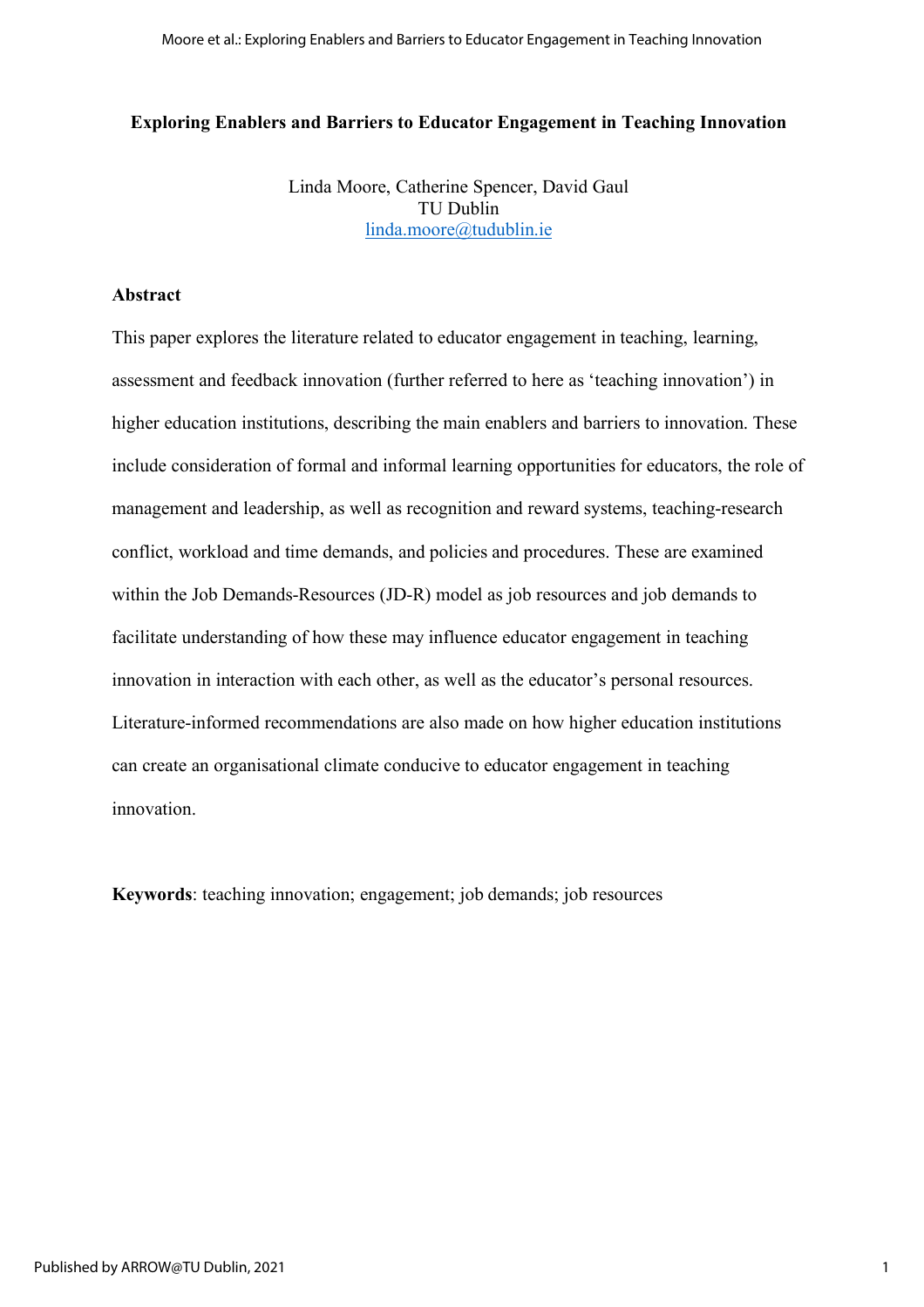**Exploring Enablers and Barriers to Educator Engagement in Teaching Innovation**

Linda Moore, Catherine Spencer, David Gaul
TU Dublin
linda.moore@tudublin.ie

## Abstract

This paper explores the literature related to educator engagement in teaching, learning, assessment and feedback innovation (further referred to here as 'teaching innovation') in higher education institutions, describing the main enablers and barriers to innovation. These include consideration of formal and informal learning opportunities for educators, the role of management and leadership, as well as recognition and reward systems, teaching-research conflict, workload and time demands, and policies and procedures. These are examined within the Job Demands-Resources (JD-R) model as job resources and job demands to facilitate understanding of how these may influence educator engagement in teaching innovation in interaction with each other, as well as the educator's personal resources. Literature-informed recommendations are also made on how higher education institutions can create an organisational climate conducive to educator engagement in teaching innovation.

**Keywords**: teaching innovation; engagement; job demands; job resources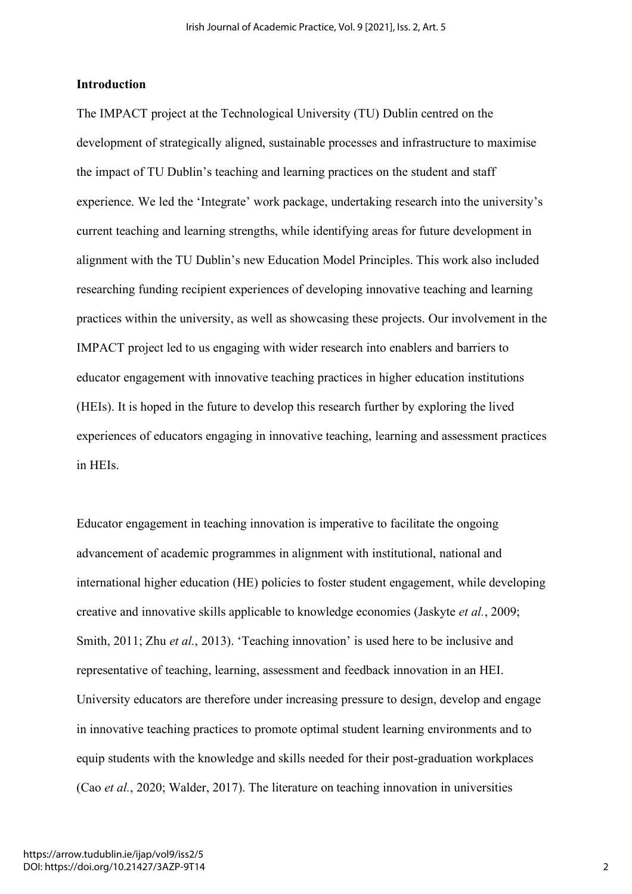### Introduction

The IMPACT project at the Technological University (TU) Dublin centred on the development of strategically aligned, sustainable processes and infrastructure to maximise the impact of TU Dublin's teaching and learning practices on the student and staff experience. We led the 'Integrate' work package, undertaking research into the university's current teaching and learning strengths, while identifying areas for future development in alignment with the TU Dublin's new Education Model Principles. This work also included researching funding recipient experiences of developing innovative teaching and learning practices within the university, as well as showcasing these projects. Our involvement in the IMPACT project led to us engaging with wider research into enablers and barriers to educator engagement with innovative teaching practices in higher education institutions (HEIs). It is hoped in the future to develop this research further by exploring the lived experiences of educators engaging in innovative teaching, learning and assessment practices in HEIs.

Educator engagement in teaching innovation is imperative to facilitate the ongoing advancement of academic programmes in alignment with institutional, national and international higher education (HE) policies to foster student engagement, while developing creative and innovative skills applicable to knowledge economies (Jaskyte *et al.*, 2009; Smith, 2011; Zhu *et al.*, 2013). 'Teaching innovation' is used here to be inclusive and representative of teaching, learning, assessment and feedback innovation in an HEI. University educators are therefore under increasing pressure to design, develop and engage in innovative teaching practices to promote optimal student learning environments and to equip students with the knowledge and skills needed for their post-graduation workplaces (Cao *et al.*, 2020; Walder, 2017). The literature on teaching innovation in universities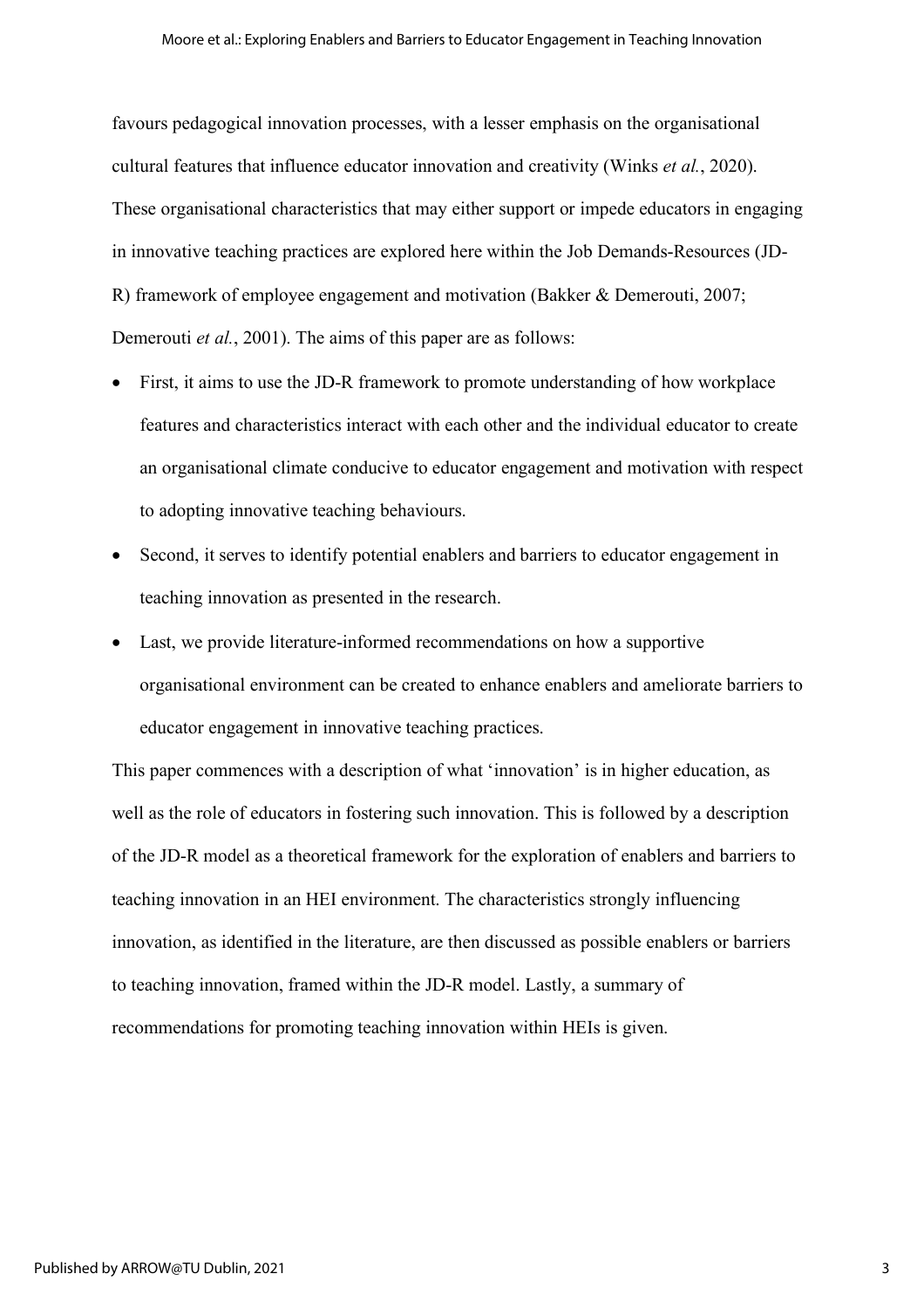favours pedagogical innovation processes, with a lesser emphasis on the organisational cultural features that influence educator innovation and creativity (Winks *et al.*, 2020). These organisational characteristics that may either support or impede educators in engaging in innovative teaching practices are explored here within the Job Demands-Resources (JD-R) framework of employee engagement and motivation (Bakker & Demerouti, 2007; Demerouti *et al.*, 2001). The aims of this paper are as follows:

- First, it aims to use the JD-R framework to promote understanding of how workplace features and characteristics interact with each other and the individual educator to create an organisational climate conducive to educator engagement and motivation with respect to adopting innovative teaching behaviours.
- Second, it serves to identify potential enablers and barriers to educator engagement in teaching innovation as presented in the research.
- Last, we provide literature-informed recommendations on how a supportive organisational environment can be created to enhance enablers and ameliorate barriers to educator engagement in innovative teaching practices.

This paper commences with a description of what 'innovation' is in higher education, as well as the role of educators in fostering such innovation. This is followed by a description of the JD-R model as a theoretical framework for the exploration of enablers and barriers to teaching innovation in an HEI environment. The characteristics strongly influencing innovation, as identified in the literature, are then discussed as possible enablers or barriers to teaching innovation, framed within the JD-R model. Lastly, a summary of recommendations for promoting teaching innovation within HEIs is given.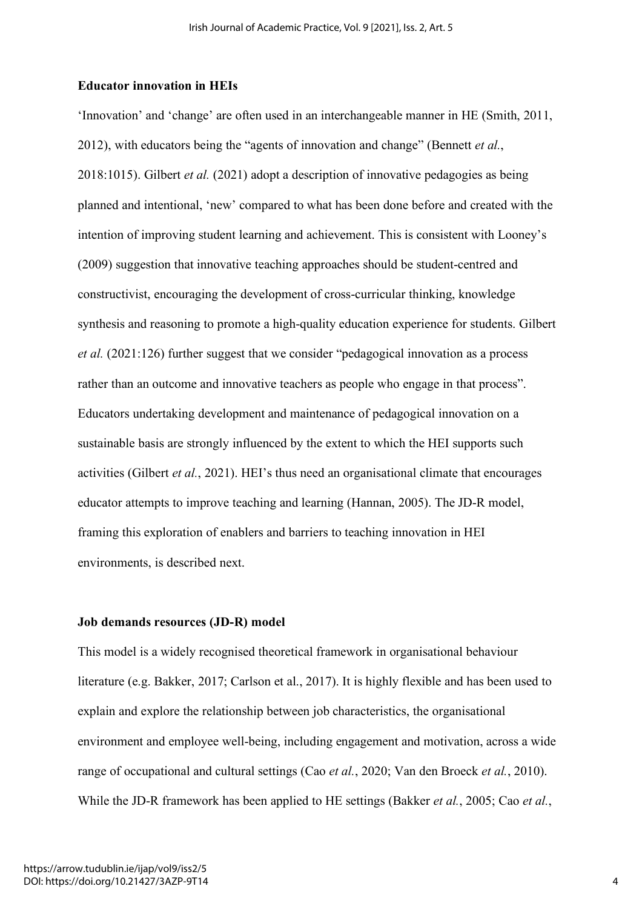**Educator innovation in HEIs**

'Innovation' and 'change' are often used in an interchangeable manner in HE (Smith, 2011, 2012), with educators being the "agents of innovation and change" (Bennett *et al.*, 2018:1015). Gilbert *et al.* (2021) adopt a description of innovative pedagogies as being planned and intentional, 'new' compared to what has been done before and created with the intention of improving student learning and achievement. This is consistent with Looney's (2009) suggestion that innovative teaching approaches should be student-centred and constructivist, encouraging the development of cross-curricular thinking, knowledge synthesis and reasoning to promote a high-quality education experience for students. Gilbert *et al.* (2021:126) further suggest that we consider "pedagogical innovation as a process rather than an outcome and innovative teachers as people who engage in that process". Educators undertaking development and maintenance of pedagogical innovation on a sustainable basis are strongly influenced by the extent to which the HEI supports such activities (Gilbert *et al.*, 2021). HEI's thus need an organisational climate that encourages educator attempts to improve teaching and learning (Hannan, 2005). The JD-R model, framing this exploration of enablers and barriers to teaching innovation in HEI environments, is described next.

**Job demands resources (JD-R) model**

This model is a widely recognised theoretical framework in organisational behaviour literature (e.g. Bakker, 2017; Carlson et al., 2017). It is highly flexible and has been used to explain and explore the relationship between job characteristics, the organisational environment and employee well-being, including engagement and motivation, across a wide range of occupational and cultural settings (Cao *et al.*, 2020; Van den Broeck *et al.*, 2010). While the JD-R framework has been applied to HE settings (Bakker *et al.*, 2005; Cao *et al.*,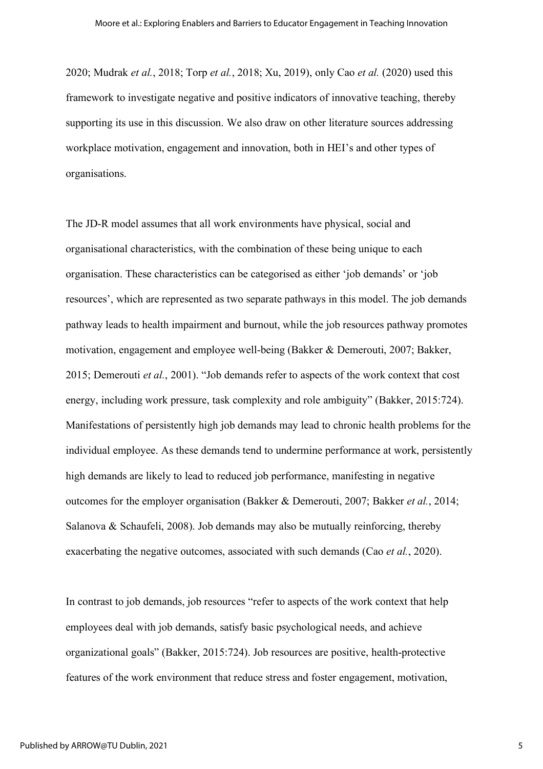2020; Mudrak *et al.*, 2018; Torp *et al.*, 2018; Xu, 2019), only Cao *et al.* (2020) used this framework to investigate negative and positive indicators of innovative teaching, thereby supporting its use in this discussion. We also draw on other literature sources addressing workplace motivation, engagement and innovation, both in HEI's and other types of organisations.

The JD-R model assumes that all work environments have physical, social and organisational characteristics, with the combination of these being unique to each organisation. These characteristics can be categorised as either 'job demands' or 'job resources', which are represented as two separate pathways in this model. The job demands pathway leads to health impairment and burnout, while the job resources pathway promotes motivation, engagement and employee well-being (Bakker & Demerouti, 2007; Bakker, 2015; Demerouti *et al.*, 2001). "Job demands refer to aspects of the work context that cost energy, including work pressure, task complexity and role ambiguity" (Bakker, 2015:724). Manifestations of persistently high job demands may lead to chronic health problems for the individual employee. As these demands tend to undermine performance at work, persistently high demands are likely to lead to reduced job performance, manifesting in negative outcomes for the employer organisation (Bakker & Demerouti, 2007; Bakker *et al.*, 2014; Salanova & Schaufeli, 2008). Job demands may also be mutually reinforcing, thereby exacerbating the negative outcomes, associated with such demands (Cao *et al.*, 2020).

In contrast to job demands, job resources "refer to aspects of the work context that help employees deal with job demands, satisfy basic psychological needs, and achieve organizational goals" (Bakker, 2015:724). Job resources are positive, health-protective features of the work environment that reduce stress and foster engagement, motivation,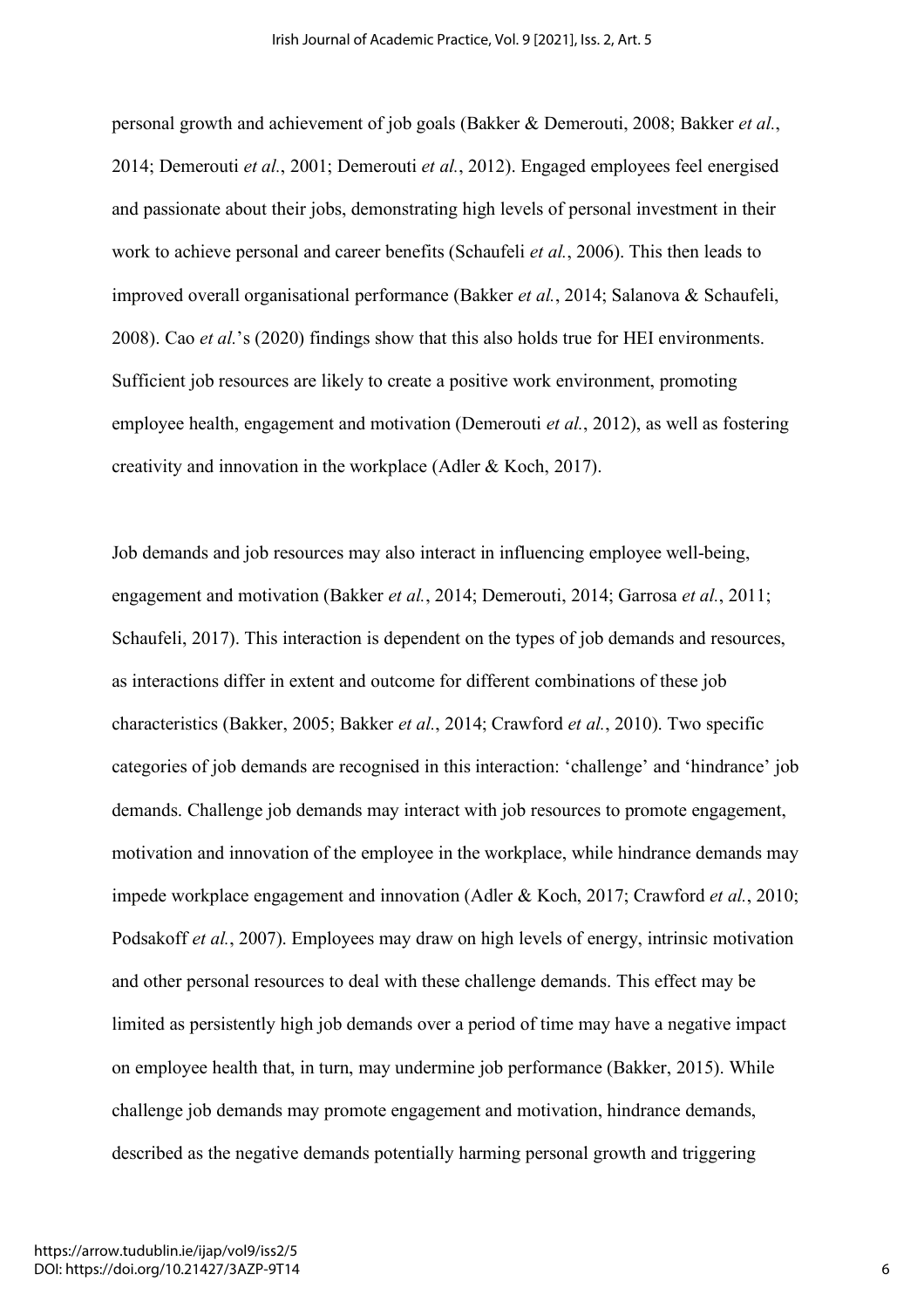personal growth and achievement of job goals (Bakker & Demerouti, 2008; Bakker *et al.*, 2014; Demerouti *et al.*, 2001; Demerouti *et al.*, 2012). Engaged employees feel energised and passionate about their jobs, demonstrating high levels of personal investment in their work to achieve personal and career benefits (Schaufeli *et al.*, 2006). This then leads to improved overall organisational performance (Bakker *et al.*, 2014; Salanova & Schaufeli, 2008). Cao *et al.*'s (2020) findings show that this also holds true for HEI environments. Sufficient job resources are likely to create a positive work environment, promoting employee health, engagement and motivation (Demerouti *et al.*, 2012), as well as fostering creativity and innovation in the workplace (Adler & Koch, 2017).

Job demands and job resources may also interact in influencing employee well-being, engagement and motivation (Bakker *et al.*, 2014; Demerouti, 2014; Garrosa *et al.*, 2011; Schaufeli, 2017). This interaction is dependent on the types of job demands and resources, as interactions differ in extent and outcome for different combinations of these job characteristics (Bakker, 2005; Bakker *et al.*, 2014; Crawford *et al.*, 2010). Two specific categories of job demands are recognised in this interaction: 'challenge' and 'hindrance' job demands. Challenge job demands may interact with job resources to promote engagement, motivation and innovation of the employee in the workplace, while hindrance demands may impede workplace engagement and innovation (Adler & Koch, 2017; Crawford *et al.*, 2010; Podsakoff *et al.*, 2007). Employees may draw on high levels of energy, intrinsic motivation and other personal resources to deal with these challenge demands. This effect may be limited as persistently high job demands over a period of time may have a negative impact on employee health that, in turn, may undermine job performance (Bakker, 2015). While challenge job demands may promote engagement and motivation, hindrance demands, described as the negative demands potentially harming personal growth and triggering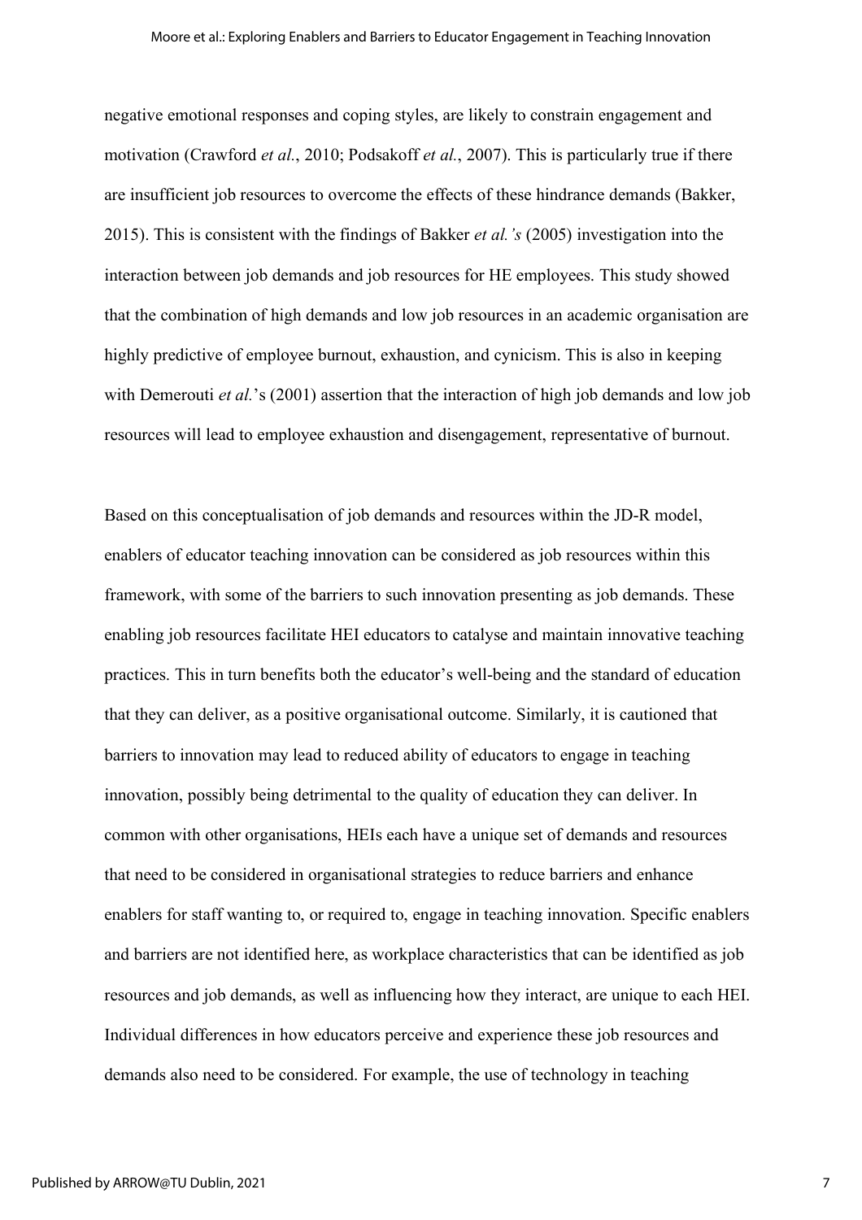negative emotional responses and coping styles, are likely to constrain engagement and motivation (Crawford *et al.*, 2010; Podsakoff *et al.*, 2007). This is particularly true if there are insufficient job resources to overcome the effects of these hindrance demands (Bakker, 2015). This is consistent with the findings of Bakker *et al.'s* (2005) investigation into the interaction between job demands and job resources for HE employees. This study showed that the combination of high demands and low job resources in an academic organisation are highly predictive of employee burnout, exhaustion, and cynicism. This is also in keeping with Demerouti *et al.*'s (2001) assertion that the interaction of high job demands and low job resources will lead to employee exhaustion and disengagement, representative of burnout.

Based on this conceptualisation of job demands and resources within the JD-R model, enablers of educator teaching innovation can be considered as job resources within this framework, with some of the barriers to such innovation presenting as job demands. These enabling job resources facilitate HEI educators to catalyse and maintain innovative teaching practices. This in turn benefits both the educator's well-being and the standard of education that they can deliver, as a positive organisational outcome. Similarly, it is cautioned that barriers to innovation may lead to reduced ability of educators to engage in teaching innovation, possibly being detrimental to the quality of education they can deliver. In common with other organisations, HEIs each have a unique set of demands and resources that need to be considered in organisational strategies to reduce barriers and enhance enablers for staff wanting to, or required to, engage in teaching innovation. Specific enablers and barriers are not identified here, as workplace characteristics that can be identified as job resources and job demands, as well as influencing how they interact, are unique to each HEI. Individual differences in how educators perceive and experience these job resources and demands also need to be considered. For example, the use of technology in teaching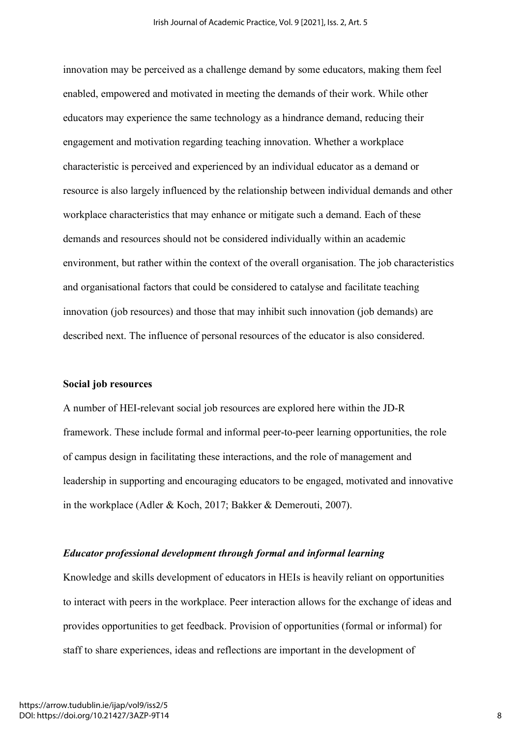innovation may be perceived as a challenge demand by some educators, making them feel enabled, empowered and motivated in meeting the demands of their work. While other educators may experience the same technology as a hindrance demand, reducing their engagement and motivation regarding teaching innovation. Whether a workplace characteristic is perceived and experienced by an individual educator as a demand or resource is also largely influenced by the relationship between individual demands and other workplace characteristics that may enhance or mitigate such a demand. Each of these demands and resources should not be considered individually within an academic environment, but rather within the context of the overall organisation. The job characteristics and organisational factors that could be considered to catalyse and facilitate teaching innovation (job resources) and those that may inhibit such innovation (job demands) are described next. The influence of personal resources of the educator is also considered.

## Social job resources

A number of HEI-relevant social job resources are explored here within the JD-R framework. These include formal and informal peer-to-peer learning opportunities, the role of campus design in facilitating these interactions, and the role of management and leadership in supporting and encouraging educators to be engaged, motivated and innovative in the workplace (Adler & Koch, 2017; Bakker & Demerouti, 2007).

### *Educator professional development through formal and informal learning*

Knowledge and skills development of educators in HEIs is heavily reliant on opportunities to interact with peers in the workplace. Peer interaction allows for the exchange of ideas and provides opportunities to get feedback. Provision of opportunities (formal or informal) for staff to share experiences, ideas and reflections are important in the development of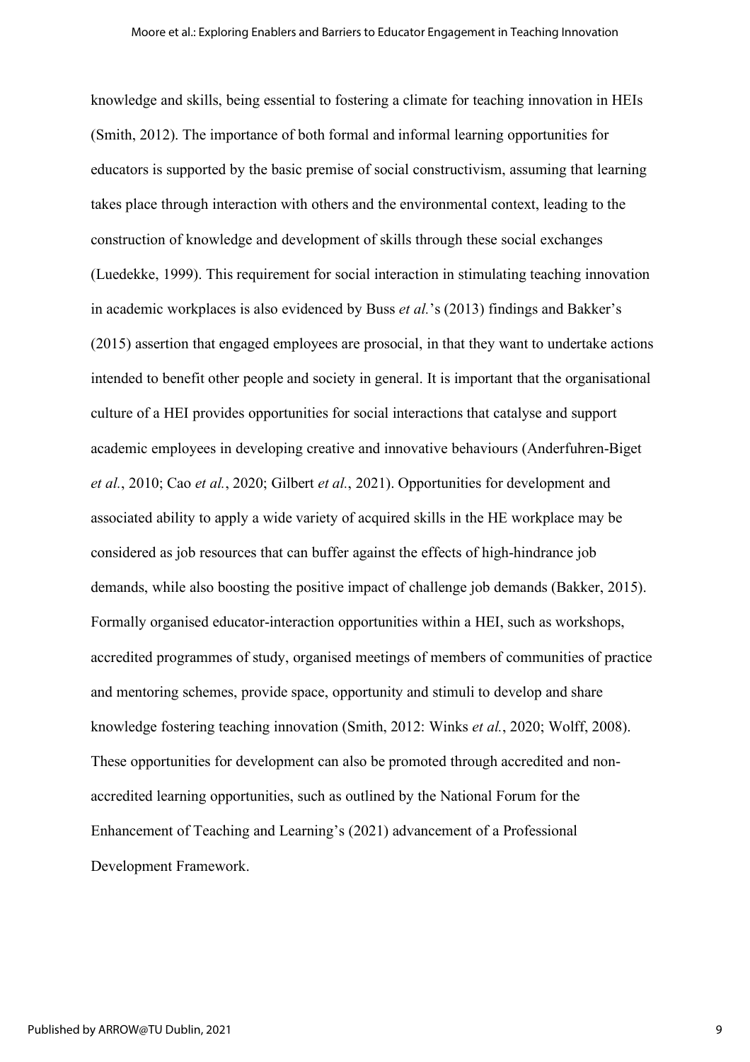knowledge and skills, being essential to fostering a climate for teaching innovation in HEIs (Smith, 2012). The importance of both formal and informal learning opportunities for educators is supported by the basic premise of social constructivism, assuming that learning takes place through interaction with others and the environmental context, leading to the construction of knowledge and development of skills through these social exchanges (Luedekke, 1999). This requirement for social interaction in stimulating teaching innovation in academic workplaces is also evidenced by Buss *et al.*'s (2013) findings and Bakker's (2015) assertion that engaged employees are prosocial, in that they want to undertake actions intended to benefit other people and society in general. It is important that the organisational culture of a HEI provides opportunities for social interactions that catalyse and support academic employees in developing creative and innovative behaviours (Anderfuhren-Biget *et al.*, 2010; Cao *et al.*, 2020; Gilbert *et al.*, 2021). Opportunities for development and associated ability to apply a wide variety of acquired skills in the HE workplace may be considered as job resources that can buffer against the effects of high-hindrance job demands, while also boosting the positive impact of challenge job demands (Bakker, 2015). Formally organised educator-interaction opportunities within a HEI, such as workshops, accredited programmes of study, organised meetings of members of communities of practice and mentoring schemes, provide space, opportunity and stimuli to develop and share knowledge fostering teaching innovation (Smith, 2012: Winks *et al.*, 2020; Wolff, 2008). These opportunities for development can also be promoted through accredited and non-accredited learning opportunities, such as outlined by the National Forum for the Enhancement of Teaching and Learning's (2021) advancement of a Professional Development Framework.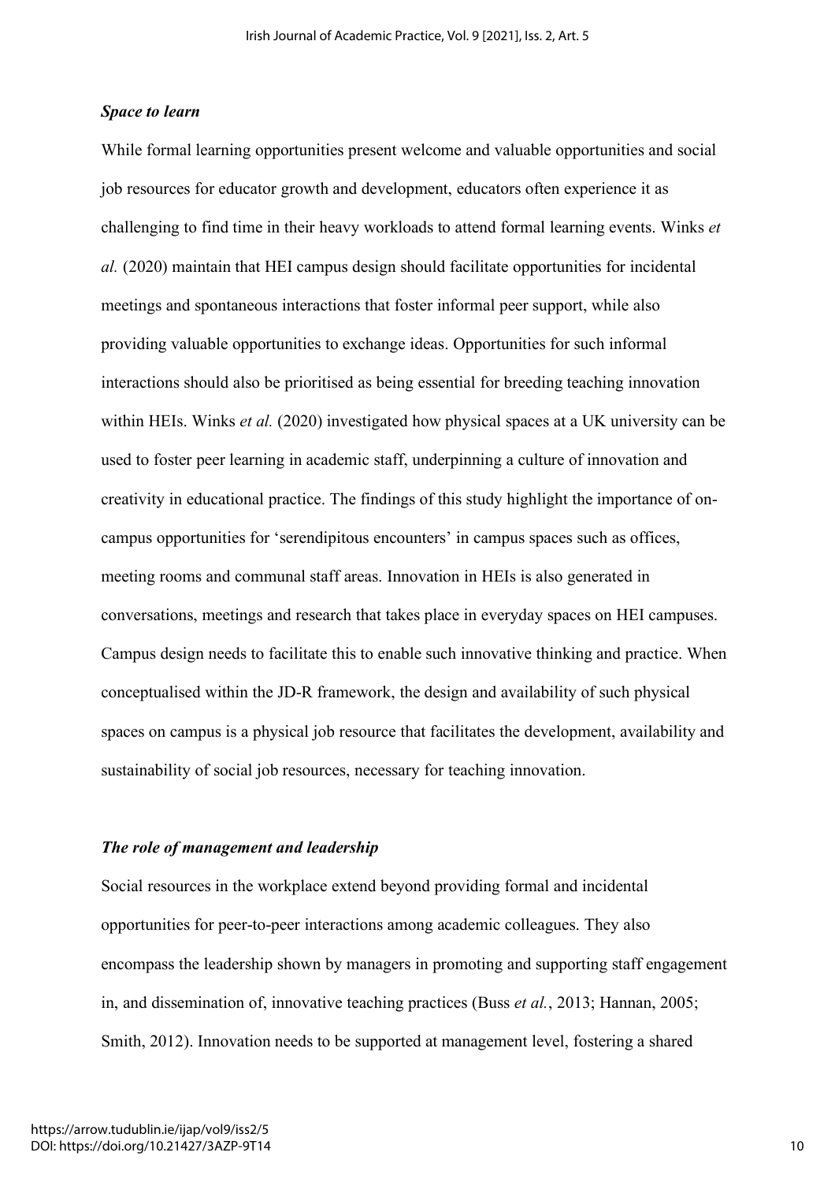### *Space to learn*

While formal learning opportunities present welcome and valuable opportunities and social job resources for educator growth and development, educators often experience it as challenging to find time in their heavy workloads to attend formal learning events. Winks *et al.* (2020) maintain that HEI campus design should facilitate opportunities for incidental meetings and spontaneous interactions that foster informal peer support, while also providing valuable opportunities to exchange ideas. Opportunities for such informal interactions should also be prioritised as being essential for breeding teaching innovation within HEIs. Winks *et al.* (2020) investigated how physical spaces at a UK university can be used to foster peer learning in academic staff, underpinning a culture of innovation and creativity in educational practice. The findings of this study highlight the importance of on-campus opportunities for 'serendipitous encounters' in campus spaces such as offices, meeting rooms and communal staff areas. Innovation in HEIs is also generated in conversations, meetings and research that takes place in everyday spaces on HEI campuses. Campus design needs to facilitate this to enable such innovative thinking and practice. When conceptualised within the JD-R framework, the design and availability of such physical spaces on campus is a physical job resource that facilitates the development, availability and sustainability of social job resources, necessary for teaching innovation.

### *The role of management and leadership*

Social resources in the workplace extend beyond providing formal and incidental opportunities for peer-to-peer interactions among academic colleagues. They also encompass the leadership shown by managers in promoting and supporting staff engagement in, and dissemination of, innovative teaching practices (Buss *et al.*, 2013; Hannan, 2005; Smith, 2012). Innovation needs to be supported at management level, fostering a shared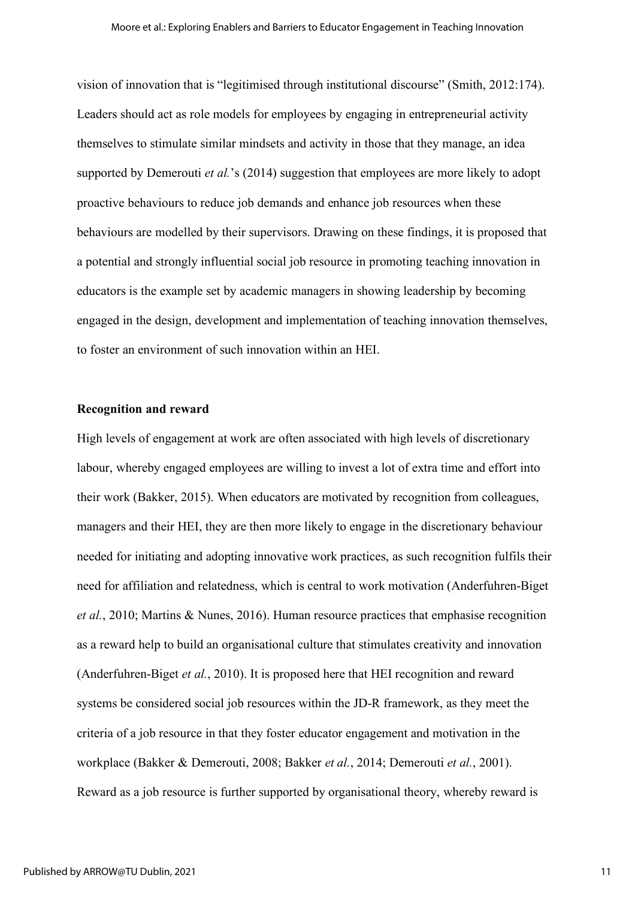vision of innovation that is "legitimised through institutional discourse" (Smith, 2012:174). Leaders should act as role models for employees by engaging in entrepreneurial activity themselves to stimulate similar mindsets and activity in those that they manage, an idea supported by Demerouti *et al.*'s (2014) suggestion that employees are more likely to adopt proactive behaviours to reduce job demands and enhance job resources when these behaviours are modelled by their supervisors. Drawing on these findings, it is proposed that a potential and strongly influential social job resource in promoting teaching innovation in educators is the example set by academic managers in showing leadership by becoming engaged in the design, development and implementation of teaching innovation themselves, to foster an environment of such innovation within an HEI.

**Recognition and reward**

High levels of engagement at work are often associated with high levels of discretionary labour, whereby engaged employees are willing to invest a lot of extra time and effort into their work (Bakker, 2015). When educators are motivated by recognition from colleagues, managers and their HEI, they are then more likely to engage in the discretionary behaviour needed for initiating and adopting innovative work practices, as such recognition fulfils their need for affiliation and relatedness, which is central to work motivation (Anderfuhren-Biget *et al.*, 2010; Martins & Nunes, 2016). Human resource practices that emphasise recognition as a reward help to build an organisational culture that stimulates creativity and innovation (Anderfuhren-Biget *et al.*, 2010). It is proposed here that HEI recognition and reward systems be considered social job resources within the JD-R framework, as they meet the criteria of a job resource in that they foster educator engagement and motivation in the workplace (Bakker & Demerouti, 2008; Bakker *et al.*, 2014; Demerouti *et al.*, 2001). Reward as a job resource is further supported by organisational theory, whereby reward is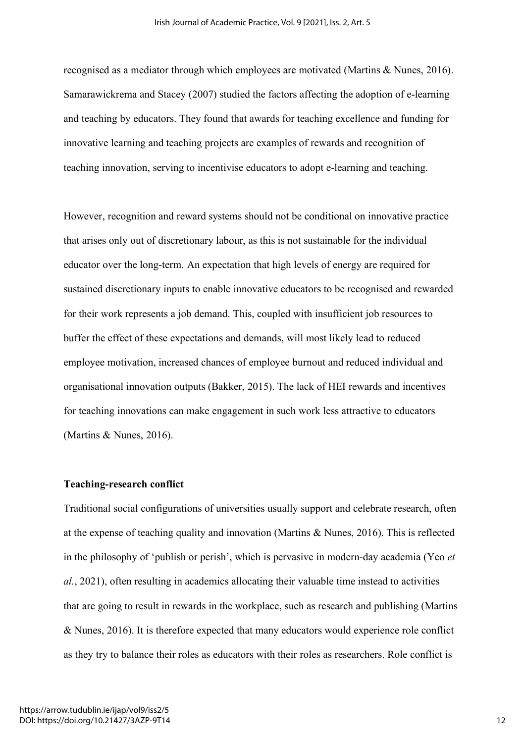recognised as a mediator through which employees are motivated (Martins & Nunes, 2016). Samarawickrema and Stacey (2007) studied the factors affecting the adoption of e-learning and teaching by educators. They found that awards for teaching excellence and funding for innovative learning and teaching projects are examples of rewards and recognition of teaching innovation, serving to incentivise educators to adopt e-learning and teaching.

However, recognition and reward systems should not be conditional on innovative practice that arises only out of discretionary labour, as this is not sustainable for the individual educator over the long-term. An expectation that high levels of energy are required for sustained discretionary inputs to enable innovative educators to be recognised and rewarded for their work represents a job demand. This, coupled with insufficient job resources to buffer the effect of these expectations and demands, will most likely lead to reduced employee motivation, increased chances of employee burnout and reduced individual and organisational innovation outputs (Bakker, 2015). The lack of HEI rewards and incentives for teaching innovations can make engagement in such work less attractive to educators (Martins & Nunes, 2016).

**Teaching-research conflict**

Traditional social configurations of universities usually support and celebrate research, often at the expense of teaching quality and innovation (Martins & Nunes, 2016). This is reflected in the philosophy of 'publish or perish', which is pervasive in modern-day academia (Yeo *et al.*, 2021), often resulting in academics allocating their valuable time instead to activities that are going to result in rewards in the workplace, such as research and publishing (Martins & Nunes, 2016). It is therefore expected that many educators would experience role conflict as they try to balance their roles as educators with their roles as researchers. Role conflict is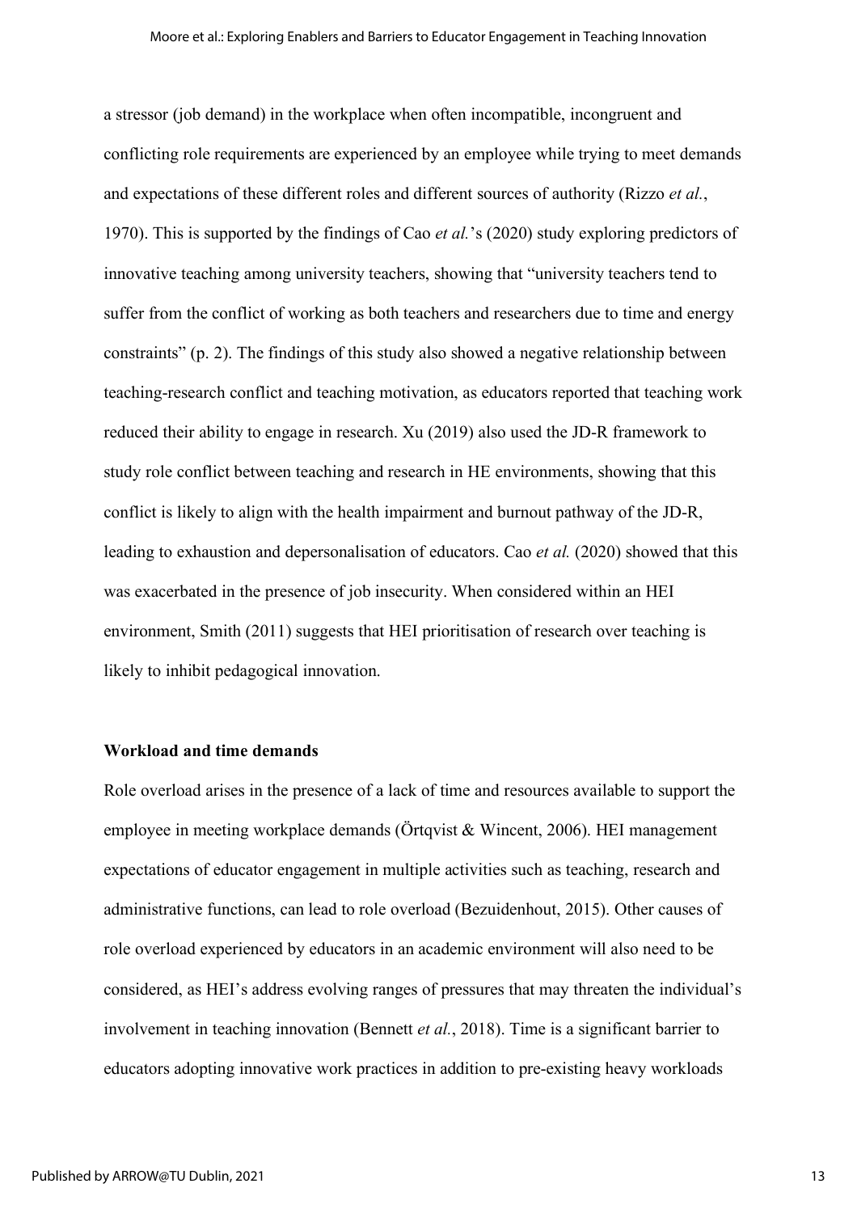a stressor (job demand) in the workplace when often incompatible, incongruent and conflicting role requirements are experienced by an employee while trying to meet demands and expectations of these different roles and different sources of authority (Rizzo *et al.*, 1970). This is supported by the findings of Cao *et al.*'s (2020) study exploring predictors of innovative teaching among university teachers, showing that "university teachers tend to suffer from the conflict of working as both teachers and researchers due to time and energy constraints" (p. 2). The findings of this study also showed a negative relationship between teaching-research conflict and teaching motivation, as educators reported that teaching work reduced their ability to engage in research. Xu (2019) also used the JD-R framework to study role conflict between teaching and research in HE environments, showing that this conflict is likely to align with the health impairment and burnout pathway of the JD-R, leading to exhaustion and depersonalisation of educators. Cao *et al.* (2020) showed that this was exacerbated in the presence of job insecurity. When considered within an HEI environment, Smith (2011) suggests that HEI prioritisation of research over teaching is likely to inhibit pedagogical innovation.

**Workload and time demands**

Role overload arises in the presence of a lack of time and resources available to support the employee in meeting workplace demands (Örtqvist & Wincent, 2006). HEI management expectations of educator engagement in multiple activities such as teaching, research and administrative functions, can lead to role overload (Bezuidenhout, 2015). Other causes of role overload experienced by educators in an academic environment will also need to be considered, as HEI's address evolving ranges of pressures that may threaten the individual's involvement in teaching innovation (Bennett *et al.*, 2018). Time is a significant barrier to educators adopting innovative work practices in addition to pre-existing heavy workloads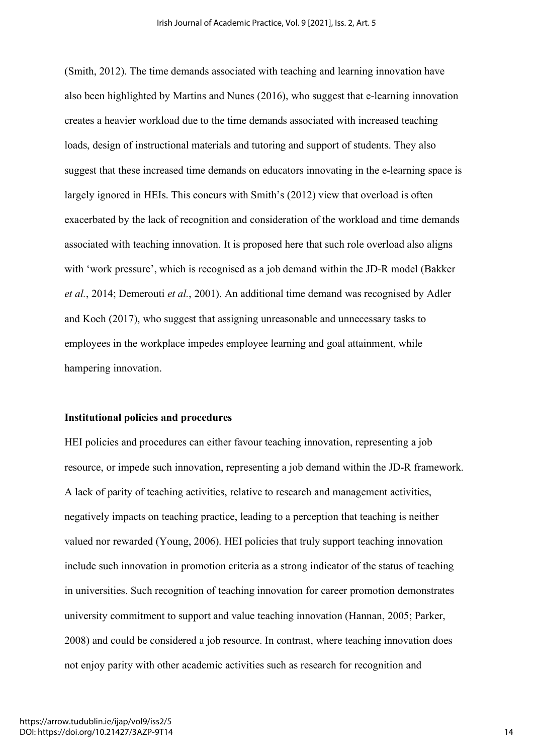(Smith, 2012). The time demands associated with teaching and learning innovation have also been highlighted by Martins and Nunes (2016), who suggest that e-learning innovation creates a heavier workload due to the time demands associated with increased teaching loads, design of instructional materials and tutoring and support of students. They also suggest that these increased time demands on educators innovating in the e-learning space is largely ignored in HEIs. This concurs with Smith's (2012) view that overload is often exacerbated by the lack of recognition and consideration of the workload and time demands associated with teaching innovation. It is proposed here that such role overload also aligns with 'work pressure', which is recognised as a job demand within the JD-R model (Bakker *et al.*, 2014; Demerouti *et al.*, 2001). An additional time demand was recognised by Adler and Koch (2017), who suggest that assigning unreasonable and unnecessary tasks to employees in the workplace impedes employee learning and goal attainment, while hampering innovation.

**Institutional policies and procedures**

HEI policies and procedures can either favour teaching innovation, representing a job resource, or impede such innovation, representing a job demand within the JD-R framework. A lack of parity of teaching activities, relative to research and management activities, negatively impacts on teaching practice, leading to a perception that teaching is neither valued nor rewarded (Young, 2006). HEI policies that truly support teaching innovation include such innovation in promotion criteria as a strong indicator of the status of teaching in universities. Such recognition of teaching innovation for career promotion demonstrates university commitment to support and value teaching innovation (Hannan, 2005; Parker, 2008) and could be considered a job resource. In contrast, where teaching innovation does not enjoy parity with other academic activities such as research for recognition and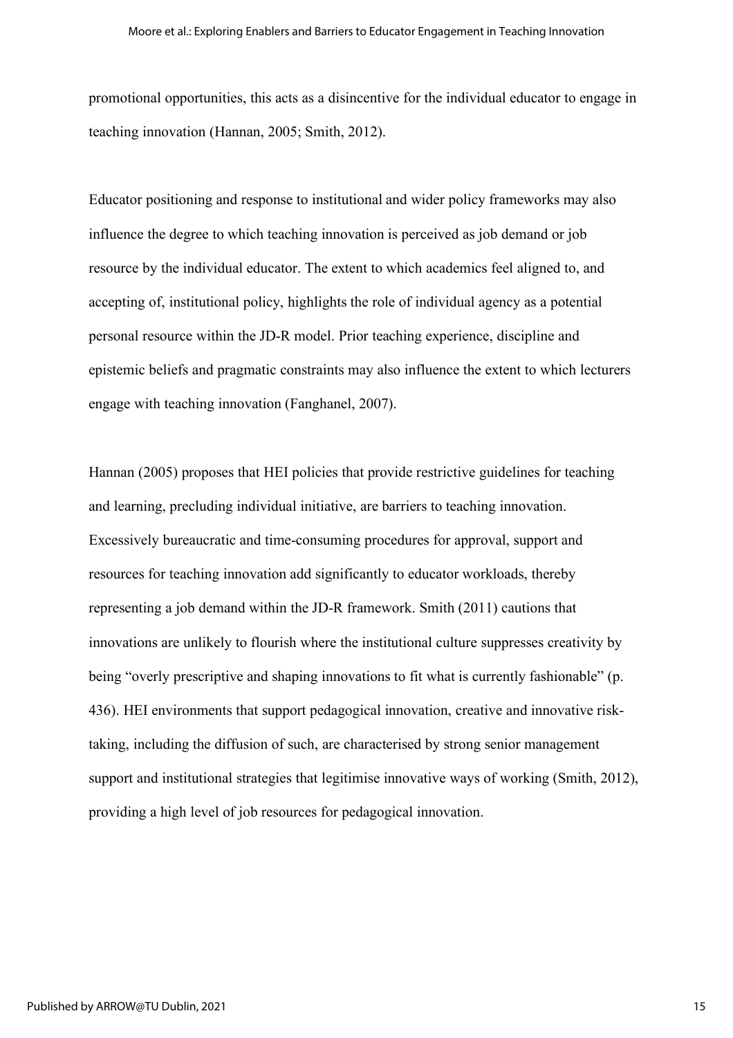promotional opportunities, this acts as a disincentive for the individual educator to engage in teaching innovation (Hannan, 2005; Smith, 2012).

Educator positioning and response to institutional and wider policy frameworks may also influence the degree to which teaching innovation is perceived as job demand or job resource by the individual educator. The extent to which academics feel aligned to, and accepting of, institutional policy, highlights the role of individual agency as a potential personal resource within the JD-R model. Prior teaching experience, discipline and epistemic beliefs and pragmatic constraints may also influence the extent to which lecturers engage with teaching innovation (Fanghanel, 2007).

Hannan (2005) proposes that HEI policies that provide restrictive guidelines for teaching and learning, precluding individual initiative, are barriers to teaching innovation. Excessively bureaucratic and time-consuming procedures for approval, support and resources for teaching innovation add significantly to educator workloads, thereby representing a job demand within the JD-R framework. Smith (2011) cautions that innovations are unlikely to flourish where the institutional culture suppresses creativity by being "overly prescriptive and shaping innovations to fit what is currently fashionable" (p. 436). HEI environments that support pedagogical innovation, creative and innovative risk-taking, including the diffusion of such, are characterised by strong senior management support and institutional strategies that legitimise innovative ways of working (Smith, 2012), providing a high level of job resources for pedagogical innovation.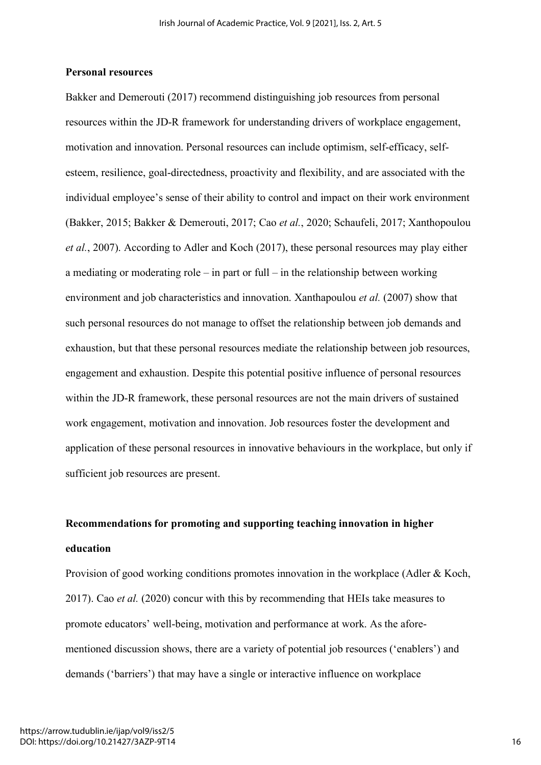## Personal resources

Bakker and Demerouti (2017) recommend distinguishing job resources from personal resources within the JD-R framework for understanding drivers of workplace engagement, motivation and innovation. Personal resources can include optimism, self-efficacy, self-esteem, resilience, goal-directedness, proactivity and flexibility, and are associated with the individual employee's sense of their ability to control and impact on their work environment (Bakker, 2015; Bakker & Demerouti, 2017; Cao *et al.*, 2020; Schaufeli, 2017; Xanthopoulou *et al.*, 2007). According to Adler and Koch (2017), these personal resources may play either a mediating or moderating role – in part or full – in the relationship between working environment and job characteristics and innovation. Xanthapoulou *et al.* (2007) show that such personal resources do not manage to offset the relationship between job demands and exhaustion, but that these personal resources mediate the relationship between job resources, engagement and exhaustion. Despite this potential positive influence of personal resources within the JD-R framework, these personal resources are not the main drivers of sustained work engagement, motivation and innovation. Job resources foster the development and application of these personal resources in innovative behaviours in the workplace, but only if sufficient job resources are present.

## Recommendations for promoting and supporting teaching innovation in higher education

Provision of good working conditions promotes innovation in the workplace (Adler & Koch, 2017). Cao *et al.* (2020) concur with this by recommending that HEIs take measures to promote educators' well-being, motivation and performance at work. As the afore-mentioned discussion shows, there are a variety of potential job resources ('enablers') and demands ('barriers') that may have a single or interactive influence on workplace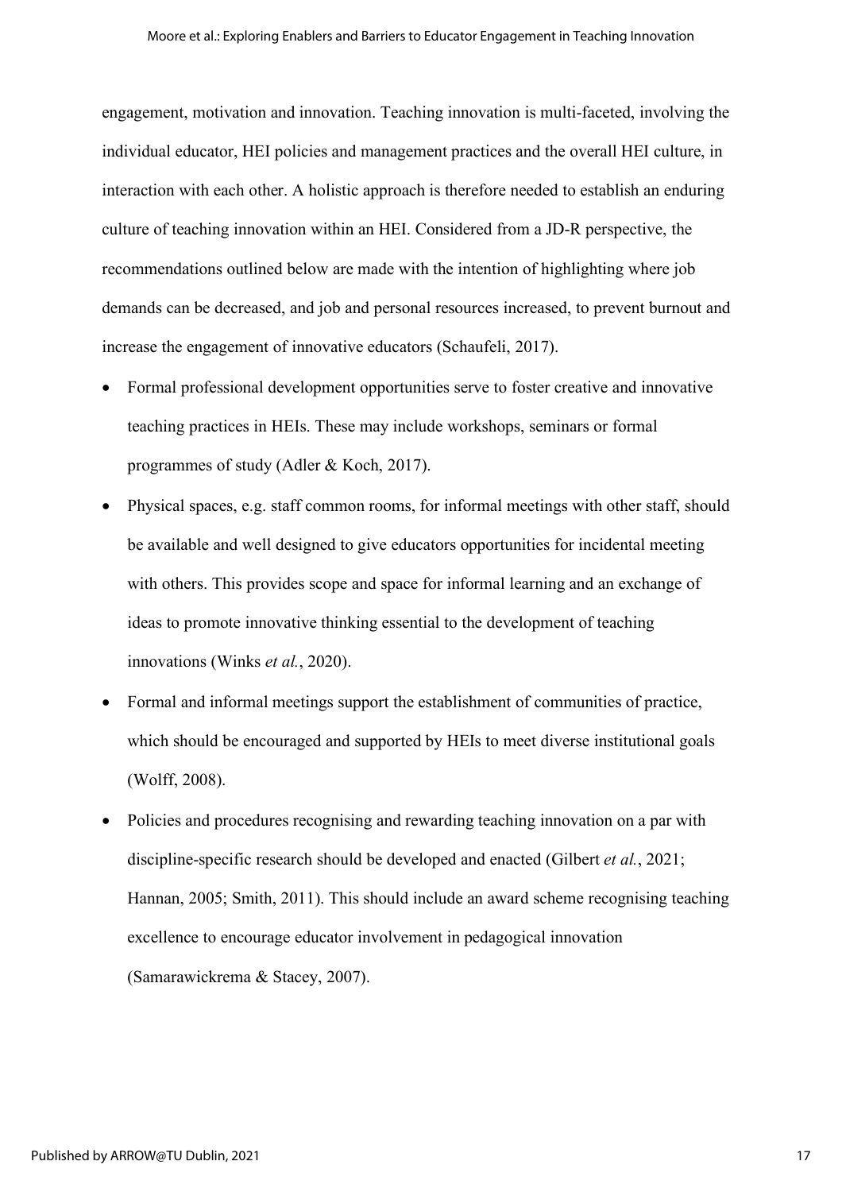engagement, motivation and innovation. Teaching innovation is multi-faceted, involving the individual educator, HEI policies and management practices and the overall HEI culture, in interaction with each other. A holistic approach is therefore needed to establish an enduring culture of teaching innovation within an HEI. Considered from a JD-R perspective, the recommendations outlined below are made with the intention of highlighting where job demands can be decreased, and job and personal resources increased, to prevent burnout and increase the engagement of innovative educators (Schaufeli, 2017).

- Formal professional development opportunities serve to foster creative and innovative teaching practices in HEIs. These may include workshops, seminars or formal programmes of study (Adler & Koch, 2017).
- Physical spaces, e.g. staff common rooms, for informal meetings with other staff, should be available and well designed to give educators opportunities for incidental meeting with others. This provides scope and space for informal learning and an exchange of ideas to promote innovative thinking essential to the development of teaching innovations (Winks *et al.*, 2020).
- Formal and informal meetings support the establishment of communities of practice, which should be encouraged and supported by HEIs to meet diverse institutional goals (Wolff, 2008).
- Policies and procedures recognising and rewarding teaching innovation on a par with discipline-specific research should be developed and enacted (Gilbert *et al.*, 2021; Hannan, 2005; Smith, 2011). This should include an award scheme recognising teaching excellence to encourage educator involvement in pedagogical innovation (Samarawickrema & Stacey, 2007).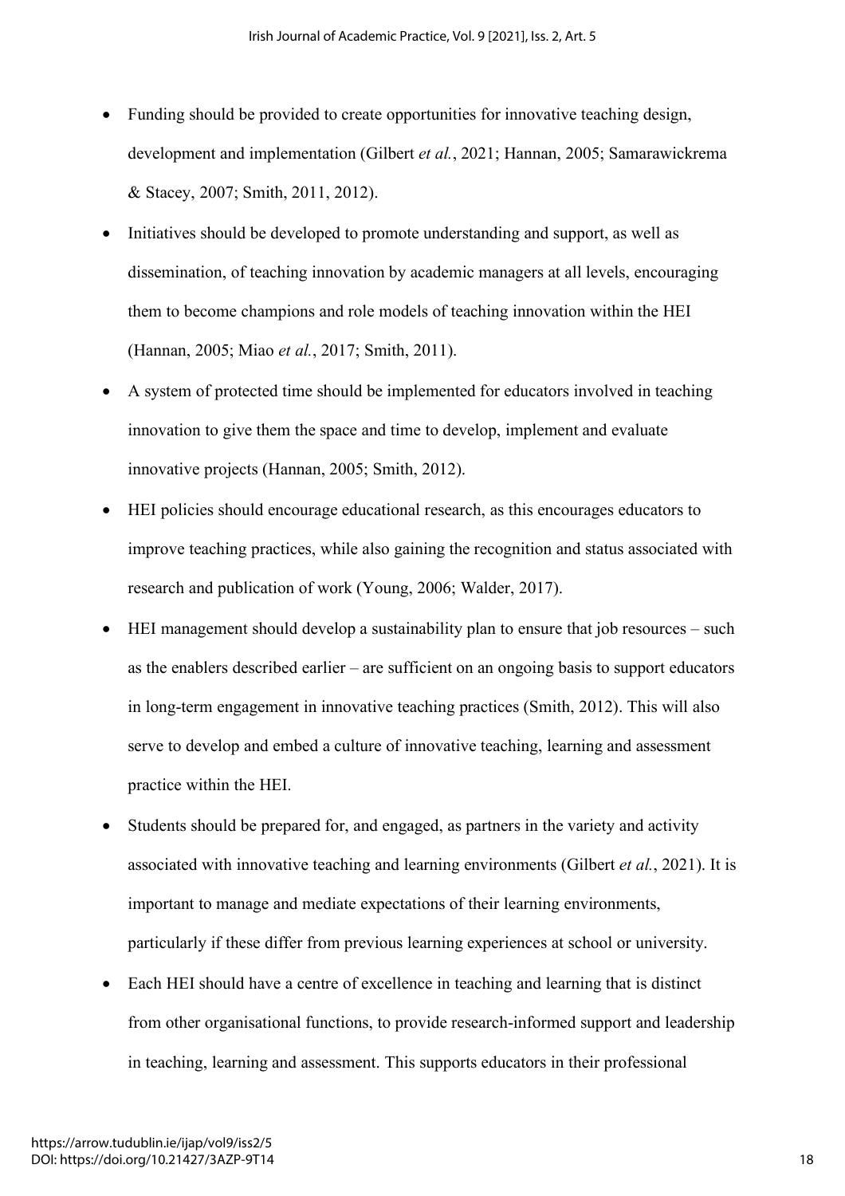- Funding should be provided to create opportunities for innovative teaching design, development and implementation (Gilbert *et al.*, 2021; Hannan, 2005; Samarawickrema & Stacey, 2007; Smith, 2011, 2012).
- Initiatives should be developed to promote understanding and support, as well as dissemination, of teaching innovation by academic managers at all levels, encouraging them to become champions and role models of teaching innovation within the HEI (Hannan, 2005; Miao *et al.*, 2017; Smith, 2011).
- A system of protected time should be implemented for educators involved in teaching innovation to give them the space and time to develop, implement and evaluate innovative projects (Hannan, 2005; Smith, 2012).
- HEI policies should encourage educational research, as this encourages educators to improve teaching practices, while also gaining the recognition and status associated with research and publication of work (Young, 2006; Walder, 2017).
- HEI management should develop a sustainability plan to ensure that job resources – such as the enablers described earlier – are sufficient on an ongoing basis to support educators in long-term engagement in innovative teaching practices (Smith, 2012). This will also serve to develop and embed a culture of innovative teaching, learning and assessment practice within the HEI.
- Students should be prepared for, and engaged, as partners in the variety and activity associated with innovative teaching and learning environments (Gilbert *et al.*, 2021). It is important to manage and mediate expectations of their learning environments, particularly if these differ from previous learning experiences at school or university.
- Each HEI should have a centre of excellence in teaching and learning that is distinct from other organisational functions, to provide research-informed support and leadership in teaching, learning and assessment. This supports educators in their professional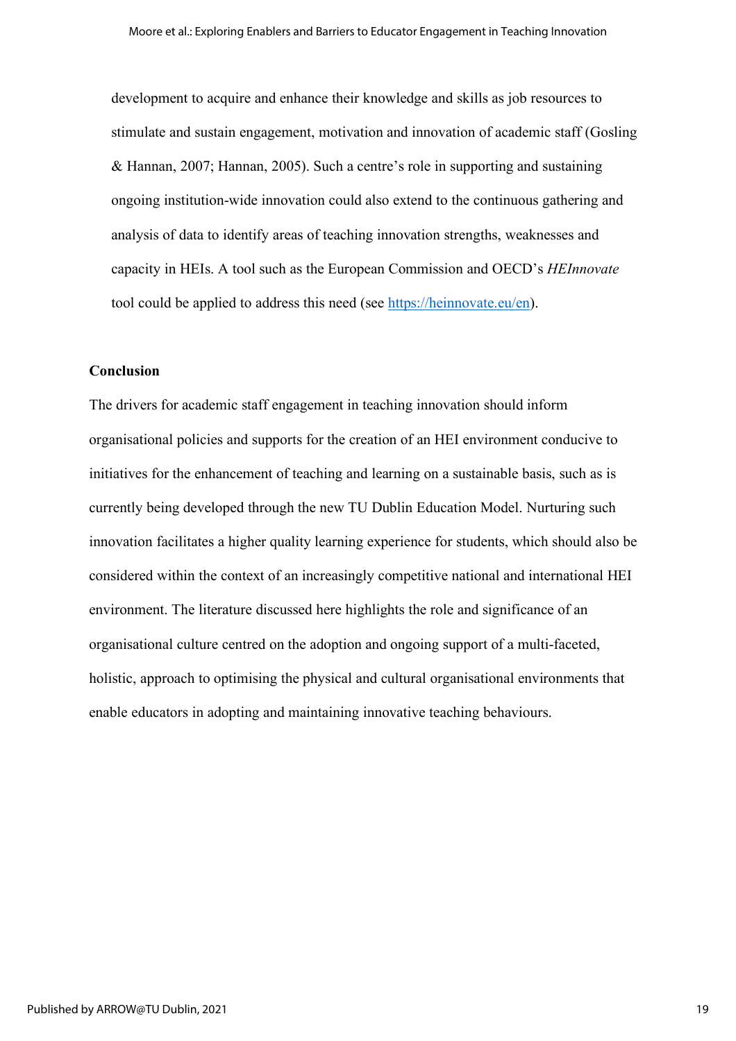development to acquire and enhance their knowledge and skills as job resources to stimulate and sustain engagement, motivation and innovation of academic staff (Gosling & Hannan, 2007; Hannan, 2005). Such a centre's role in supporting and sustaining ongoing institution-wide innovation could also extend to the continuous gathering and analysis of data to identify areas of teaching innovation strengths, weaknesses and capacity in HEIs. A tool such as the European Commission and OECD's *HEInnovate* tool could be applied to address this need (see [https://heinnovate.eu/en](https://heinnovate.eu/en)).

## Conclusion

The drivers for academic staff engagement in teaching innovation should inform organisational policies and supports for the creation of an HEI environment conducive to initiatives for the enhancement of teaching and learning on a sustainable basis, such as is currently being developed through the new TU Dublin Education Model. Nurturing such innovation facilitates a higher quality learning experience for students, which should also be considered within the context of an increasingly competitive national and international HEI environment. The literature discussed here highlights the role and significance of an organisational culture centred on the adoption and ongoing support of a multi-faceted, holistic, approach to optimising the physical and cultural organisational environments that enable educators in adopting and maintaining innovative teaching behaviours.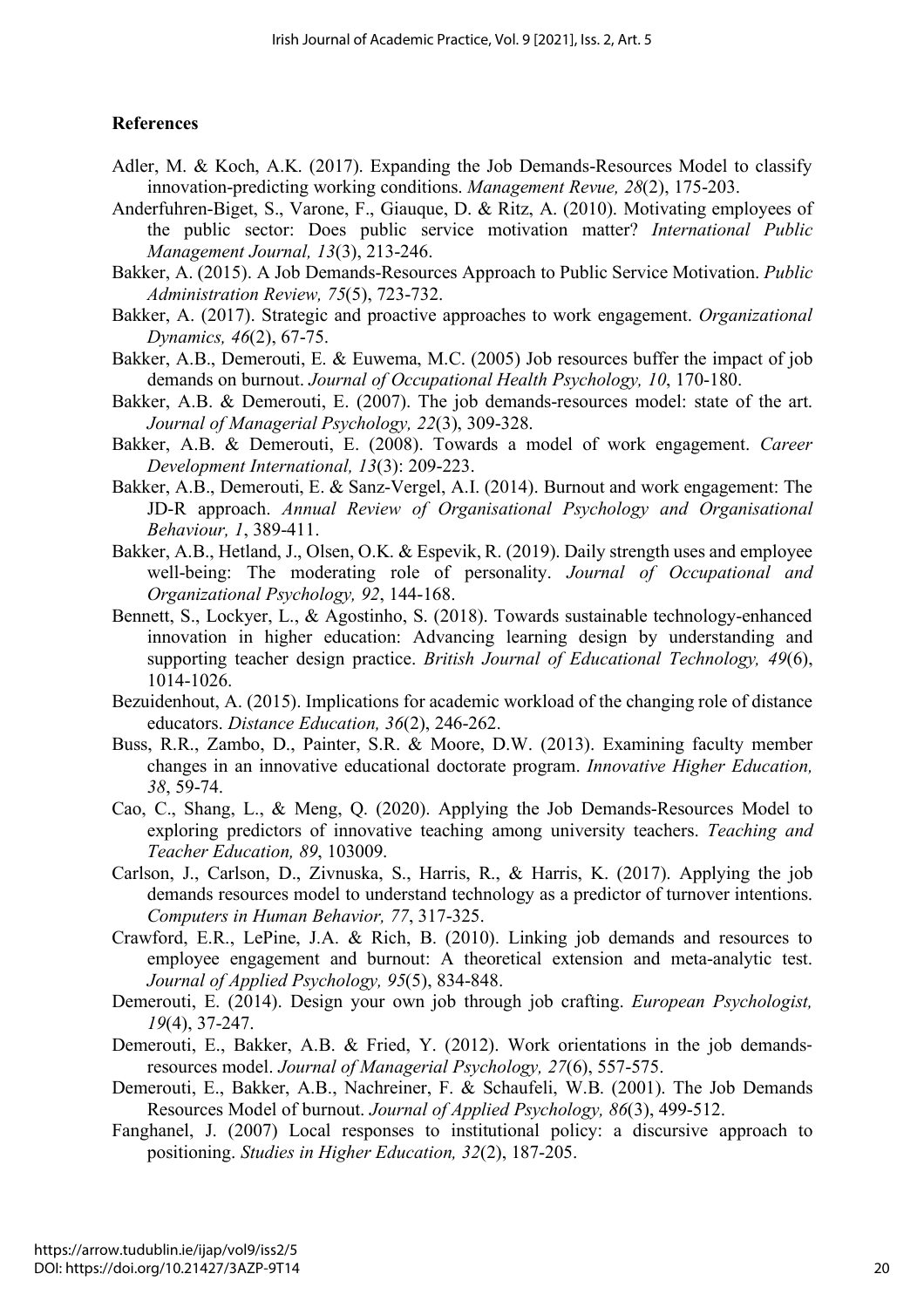**References**

Adler, M. & Koch, A.K. (2017). Expanding the Job Demands-Resources Model to classify innovation-predicting working conditions. *Management Revue, 28*(2), 175-203.

Anderfuhren-Biget, S., Varone, F., Giauque, D. & Ritz, A. (2010). Motivating employees of the public sector: Does public service motivation matter? *International Public Management Journal, 13*(3), 213-246.

Bakker, A. (2015). A Job Demands-Resources Approach to Public Service Motivation. *Public Administration Review, 75*(5), 723-732.

Bakker, A. (2017). Strategic and proactive approaches to work engagement. *Organizational Dynamics, 46*(2), 67-75.

Bakker, A.B., Demerouti, E. & Euwema, M.C. (2005) Job resources buffer the impact of job demands on burnout. *Journal of Occupational Health Psychology, 10*, 170-180.

Bakker, A.B. & Demerouti, E. (2007). The job demands-resources model: state of the art. *Journal of Managerial Psychology, 22*(3), 309-328.

Bakker, A.B. & Demerouti, E. (2008). Towards a model of work engagement. *Career Development International, 13*(3): 209-223.

Bakker, A.B., Demerouti, E. & Sanz-Vergel, A.I. (2014). Burnout and work engagement: The JD-R approach. *Annual Review of Organisational Psychology and Organisational Behaviour, 1*, 389-411.

Bakker, A.B., Hetland, J., Olsen, O.K. & Espevik, R. (2019). Daily strength uses and employee well-being: The moderating role of personality. *Journal of Occupational and Organizational Psychology, 92*, 144-168.

Bennett, S., Lockyer, L., & Agostinho, S. (2018). Towards sustainable technology-enhanced innovation in higher education: Advancing learning design by understanding and supporting teacher design practice. *British Journal of Educational Technology, 49*(6), 1014-1026.

Bezuidenhout, A. (2015). Implications for academic workload of the changing role of distance educators. *Distance Education, 36*(2), 246-262.

Buss, R.R., Zambo, D., Painter, S.R. & Moore, D.W. (2013). Examining faculty member changes in an innovative educational doctorate program. *Innovative Higher Education, 38*, 59-74.

Cao, C., Shang, L., & Meng, Q. (2020). Applying the Job Demands-Resources Model to exploring predictors of innovative teaching among university teachers. *Teaching and Teacher Education, 89*, 103009.

Carlson, J., Carlson, D., Zivnuska, S., Harris, R., & Harris, K. (2017). Applying the job demands resources model to understand technology as a predictor of turnover intentions. *Computers in Human Behavior, 77*, 317-325.

Crawford, E.R., LePine, J.A. & Rich, B. (2010). Linking job demands and resources to employee engagement and burnout: A theoretical extension and meta-analytic test. *Journal of Applied Psychology, 95*(5), 834-848.

Demerouti, E. (2014). Design your own job through job crafting. *European Psychologist, 19*(4), 37-247.

Demerouti, E., Bakker, A.B. & Fried, Y. (2012). Work orientations in the job demands-resources model. *Journal of Managerial Psychology, 27*(6), 557-575.

Demerouti, E., Bakker, A.B., Nachreiner, F. & Schaufeli, W.B. (2001). The Job Demands Resources Model of burnout. *Journal of Applied Psychology, 86*(3), 499-512.

Fanghanel, J. (2007) Local responses to institutional policy: a discursive approach to positioning. *Studies in Higher Education, 32*(2), 187-205.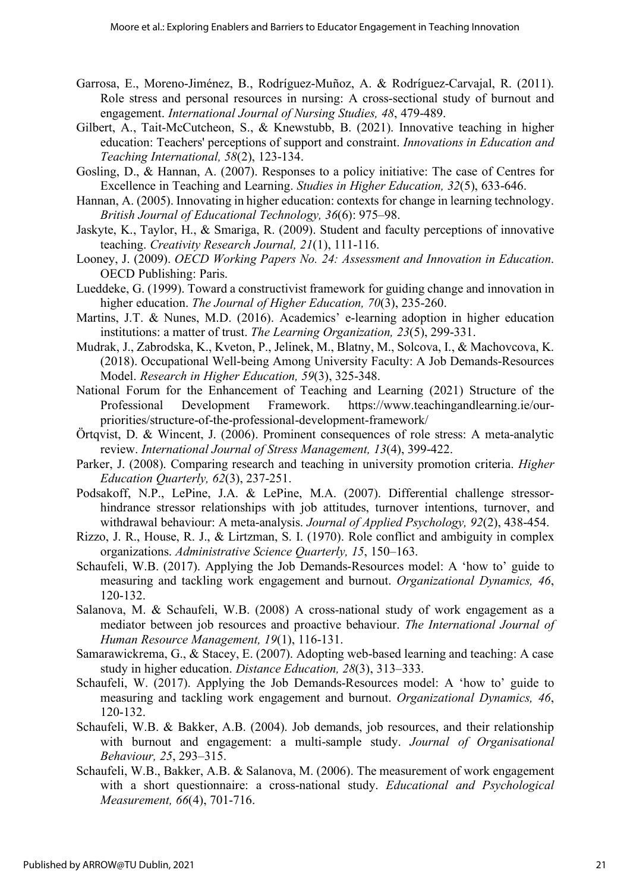Garrosa, E., Moreno-Jiménez, B., Rodríguez-Muñoz, A. & Rodríguez-Carvajal, R. (2011). Role stress and personal resources in nursing: A cross-sectional study of burnout and engagement. *International Journal of Nursing Studies, 48*, 479-489.

Gilbert, A., Tait-McCutcheon, S., & Knewstubb, B. (2021). Innovative teaching in higher education: Teachers' perceptions of support and constraint. *Innovations in Education and Teaching International, 58*(2), 123-134.

Gosling, D., & Hannan, A. (2007). Responses to a policy initiative: The case of Centres for Excellence in Teaching and Learning. *Studies in Higher Education, 32*(5), 633-646.

Hannan, A. (2005). Innovating in higher education: contexts for change in learning technology. *British Journal of Educational Technology, 36*(6): 975–98.

Jaskyte, K., Taylor, H., & Smariga, R. (2009). Student and faculty perceptions of innovative teaching. *Creativity Research Journal, 21*(1), 111-116.

Looney, J. (2009). *OECD Working Papers No. 24: Assessment and Innovation in Education*. OECD Publishing: Paris.

Lueddeke, G. (1999). Toward a constructivist framework for guiding change and innovation in higher education. *The Journal of Higher Education, 70*(3), 235-260.

Martins, J.T. & Nunes, M.D. (2016). Academics' e-learning adoption in higher education institutions: a matter of trust. *The Learning Organization, 23*(5), 299-331.

Mudrak, J., Zabrodska, K., Kveton, P., Jelinek, M., Blatny, M., Solcova, I., & Machovcova, K. (2018). Occupational Well-being Among University Faculty: A Job Demands-Resources Model. *Research in Higher Education, 59*(3), 325-348.

National Forum for the Enhancement of Teaching and Learning (2021) Structure of the Professional Development Framework. https://www.teachingandlearning.ie/our-priorities/structure-of-the-professional-development-framework/

Örtqvist, D. & Wincent, J. (2006). Prominent consequences of role stress: A meta-analytic review. *International Journal of Stress Management, 13*(4), 399-422.

Parker, J. (2008). Comparing research and teaching in university promotion criteria. *Higher Education Quarterly, 62*(3), 237-251.

Podsakoff, N.P., LePine, J.A. & LePine, M.A. (2007). Differential challenge stressor-hindrance stressor relationships with job attitudes, turnover intentions, turnover, and withdrawal behaviour: A meta-analysis. *Journal of Applied Psychology, 92*(2), 438-454.

Rizzo, J. R., House, R. J., & Lirtzman, S. I. (1970). Role conflict and ambiguity in complex organizations. *Administrative Science Quarterly, 15*, 150–163.

Schaufeli, W.B. (2017). Applying the Job Demands-Resources model: A 'how to' guide to measuring and tackling work engagement and burnout. *Organizational Dynamics, 46*, 120-132.

Salanova, M. & Schaufeli, W.B. (2008) A cross-national study of work engagement as a mediator between job resources and proactive behaviour. *The International Journal of Human Resource Management, 19*(1), 116-131.

Samarawickrema, G., & Stacey, E. (2007). Adopting web-based learning and teaching: A case study in higher education. *Distance Education, 28*(3), 313–333.

Schaufeli, W. (2017). Applying the Job Demands-Resources model: A 'how to' guide to measuring and tackling work engagement and burnout. *Organizational Dynamics, 46*, 120-132.

Schaufeli, W.B. & Bakker, A.B. (2004). Job demands, job resources, and their relationship with burnout and engagement: a multi-sample study. *Journal of Organisational Behaviour, 25*, 293–315.

Schaufeli, W.B., Bakker, A.B. & Salanova, M. (2006). The measurement of work engagement with a short questionnaire: a cross-national study. *Educational and Psychological Measurement, 66*(4), 701-716.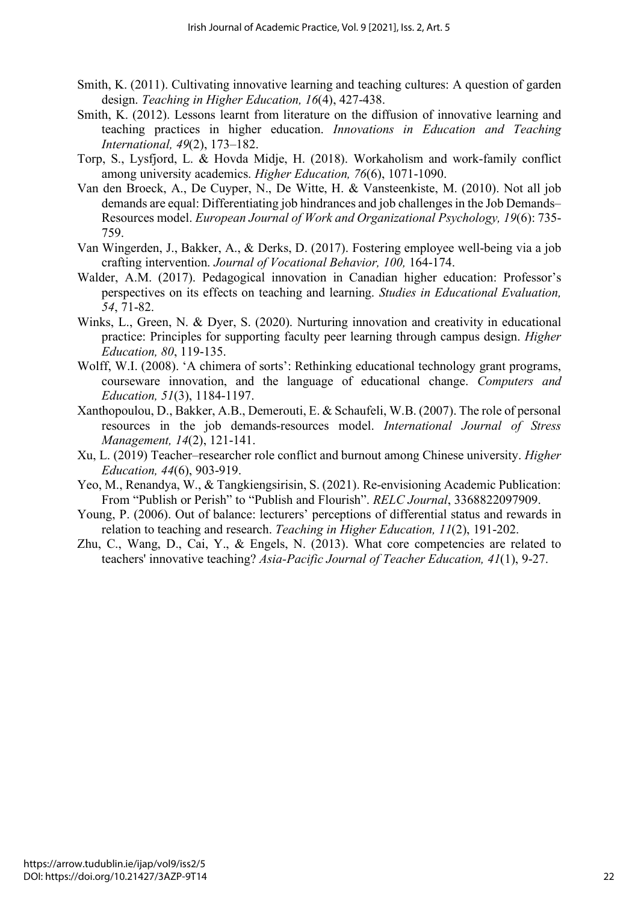Smith, K. (2011). Cultivating innovative learning and teaching cultures: A question of garden design. *Teaching in Higher Education, 16*(4), 427-438.

Smith, K. (2012). Lessons learnt from literature on the diffusion of innovative learning and teaching practices in higher education. *Innovations in Education and Teaching International, 49*(2), 173–182.

Torp, S., Lysfjord, L. & Hovda Midje, H. (2018). Workaholism and work-family conflict among university academics. *Higher Education, 76*(6), 1071-1090.

Van den Broeck, A., De Cuyper, N., De Witte, H. & Vansteenkiste, M. (2010). Not all job demands are equal: Differentiating job hindrances and job challenges in the Job Demands–Resources model. *European Journal of Work and Organizational Psychology, 19*(6): 735-759.

Van Wingerden, J., Bakker, A., & Derks, D. (2017). Fostering employee well-being via a job crafting intervention. *Journal of Vocational Behavior, 100,* 164-174.

Walder, A.M. (2017). Pedagogical innovation in Canadian higher education: Professor's perspectives on its effects on teaching and learning. *Studies in Educational Evaluation, 54*, 71-82.

Winks, L., Green, N. & Dyer, S. (2020). Nurturing innovation and creativity in educational practice: Principles for supporting faculty peer learning through campus design. *Higher Education, 80*, 119-135.

Wolff, W.I. (2008). 'A chimera of sorts': Rethinking educational technology grant programs, courseware innovation, and the language of educational change. *Computers and Education, 51*(3), 1184-1197.

Xanthopoulou, D., Bakker, A.B., Demerouti, E. & Schaufeli, W.B. (2007). The role of personal resources in the job demands-resources model. *International Journal of Stress Management, 14*(2), 121-141.

Xu, L. (2019) Teacher–researcher role conflict and burnout among Chinese university. *Higher Education, 44*(6), 903-919.

Yeo, M., Renandya, W., & Tangkiengsirisin, S. (2021). Re-envisioning Academic Publication: From "Publish or Perish" to "Publish and Flourish". *RELC Journal*, 3368822097909.

Young, P. (2006). Out of balance: lecturers' perceptions of differential status and rewards in relation to teaching and research. *Teaching in Higher Education, 11*(2), 191-202.

Zhu, C., Wang, D., Cai, Y., & Engels, N. (2013). What core competencies are related to teachers' innovative teaching? *Asia-Pacific Journal of Teacher Education, 41*(1), 9-27.